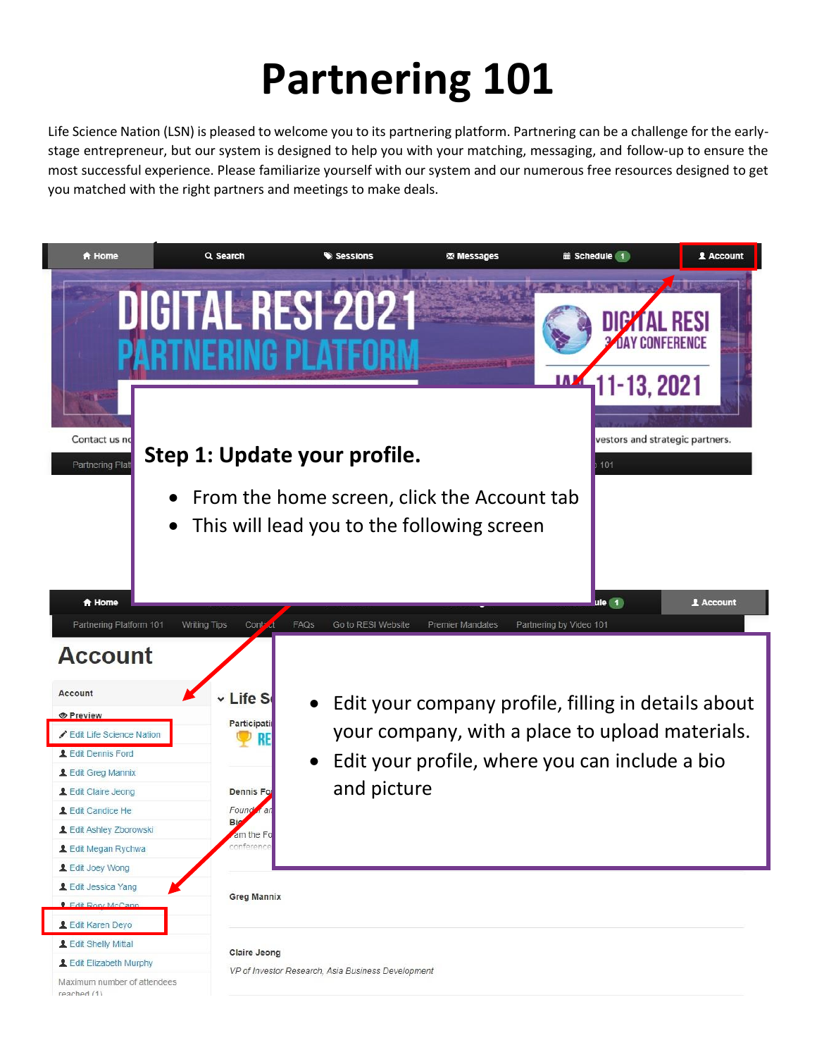# Partnering 101

Life Science Nation (LSN) is pleased to welcome you to its partnering platform. Partnering can be a challenge for the early-stage entrepreneur, but our system is designed to help you with your matching, messaging, and follow-up to ensure the most successful experience. Please familiarize yourself with our system and our numerous free resources designed to get you matched with the right partners and meetings to make deals.

**Step 1: Update your profile.**

- From the home screen, click the Account tab
- This will lead you to the following screen

- Edit your company profile, filling in details about your company, with a place to upload materials.
- Edit your profile, where you can include a bio and picture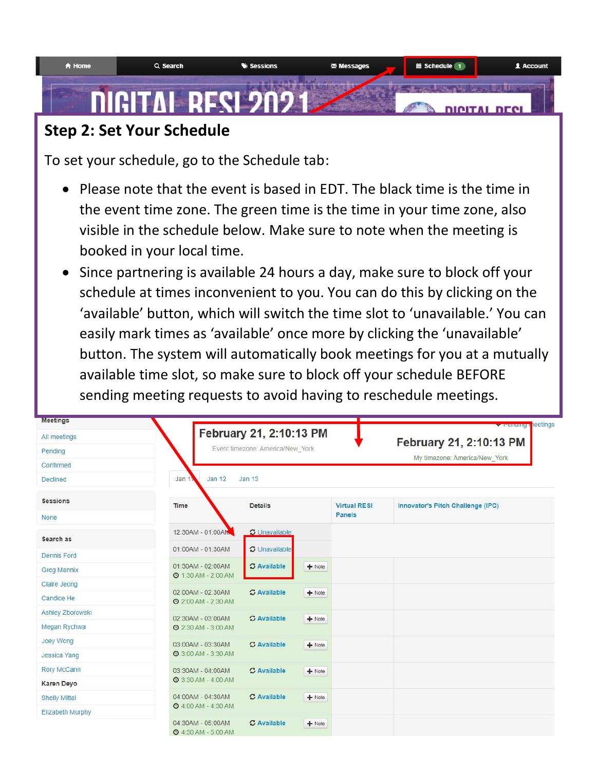## Step 2: Set Your Schedule

To set your schedule, go to the Schedule tab:

- Please note that the event is based in EDT. The black time is the time in the event time zone. The green time is the time in your time zone, also visible in the schedule below. Make sure to note when the meeting is booked in your local time.
- Since partnering is available 24 hours a day, make sure to block off your schedule at times inconvenient to you. You can do this by clicking on the 'available' button, which will switch the time slot to 'unavailable.' You can easily mark times as 'available' once more by clicking the 'unavailable' button. The system will automatically book meetings for you at a mutually available time slot, so make sure to block off your schedule BEFORE sending meeting requests to avoid having to reschedule meetings.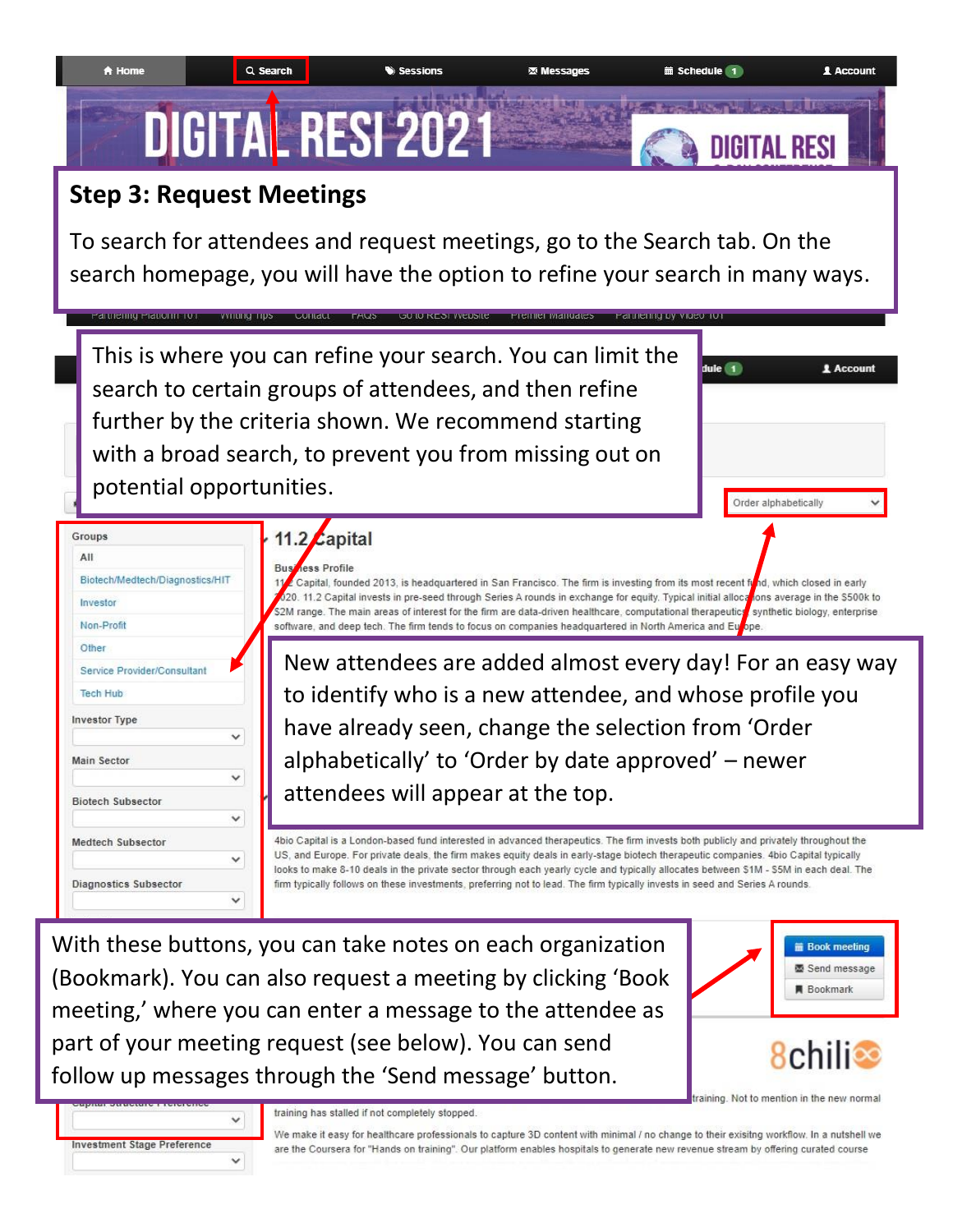## Step 3: Request Meetings

To search for attendees and request meetings, go to the Search tab. On the search homepage, you will have the option to refine your search in many ways.

This is where you can refine your search. You can limit the search to certain groups of attendees, and then refine further by the criteria shown. We recommend starting with a broad search, to prevent you from missing out on potential opportunities.

New attendees are added almost every day! For an easy way to identify who is a new attendee, and whose profile you have already seen, change the selection from 'Order alphabetically' to 'Order by date approved' – newer attendees will appear at the top.

With these buttons, you can take notes on each organization (Bookmark). You can also request a meeting by clicking 'Book meeting,' where you can enter a message to the attendee as part of your meeting request (see below). You can send follow up messages through the 'Send message' button.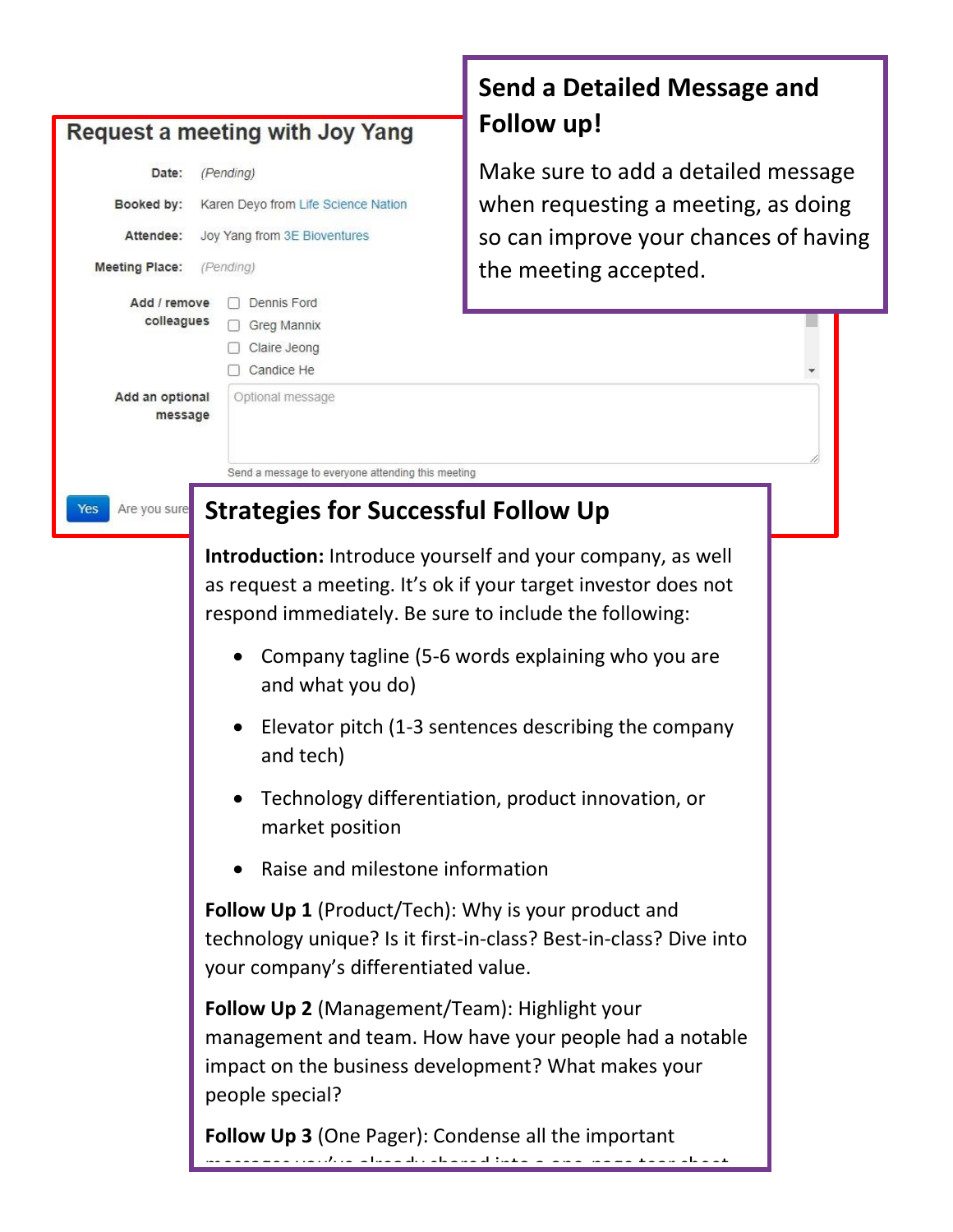## Request a meeting with Joy Yang

**Date:** (Pending)

**Booked by:** Karen Deyo from Life Science Nation

**Attendee:** Joy Yang from 3E Bioventures

**Meeting Place:** (Pending)

**Add / remove colleagues**

- [ ] Dennis Ford
- [ ] Greg Mannix
- [ ] Claire Jeong
- [ ] Candice He

**Add an optional message**

Optional message

Send a message to everyone attending this meeting

Yes   Are you sure

## Send a Detailed Message and Follow up!

Make sure to add a detailed message when requesting a meeting, as doing so can improve your chances of having the meeting accepted.

## Strategies for Successful Follow Up

**Introduction:** Introduce yourself and your company, as well as request a meeting. It's ok if your target investor does not respond immediately. Be sure to include the following:

- Company tagline (5-6 words explaining who you are and what you do)
- Elevator pitch (1-3 sentences describing the company and tech)
- Technology differentiation, product innovation, or market position
- Raise and milestone information

**Follow Up 1** (Product/Tech): Why is your product and technology unique? Is it first-in-class? Best-in-class? Dive into your company's differentiated value.

**Follow Up 2** (Management/Team): Highlight your management and team. How have your people had a notable impact on the business development? What makes your people special?

**Follow Up 3** (One Pager): Condense all the important messages you've already shared into a one-page tear sheet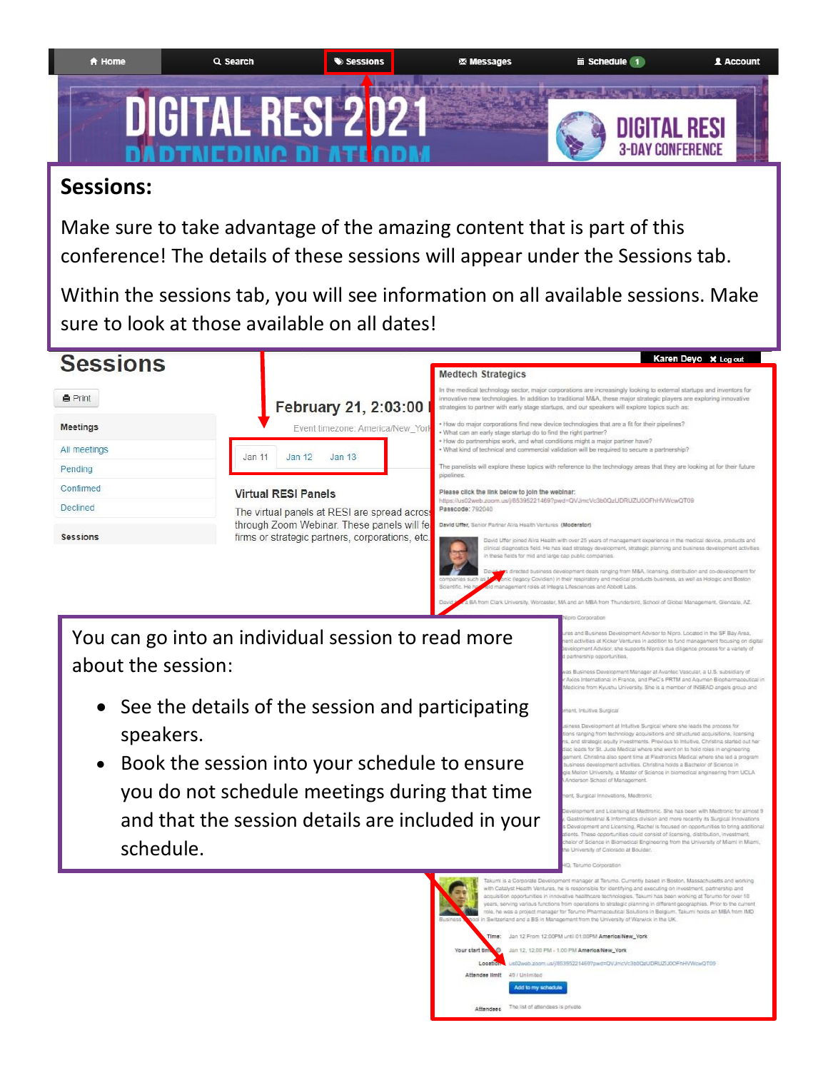## Sessions:

Make sure to take advantage of the amazing content that is part of this conference! The details of these sessions will appear under the Sessions tab.

Within the sessions tab, you will see information on all available sessions. Make sure to look at those available on all dates!

You can go into an individual session to read more about the session:

- See the details of the session and participating speakers.
- Book the session into your schedule to ensure you do not schedule meetings during that time and that the session details are included in your schedule.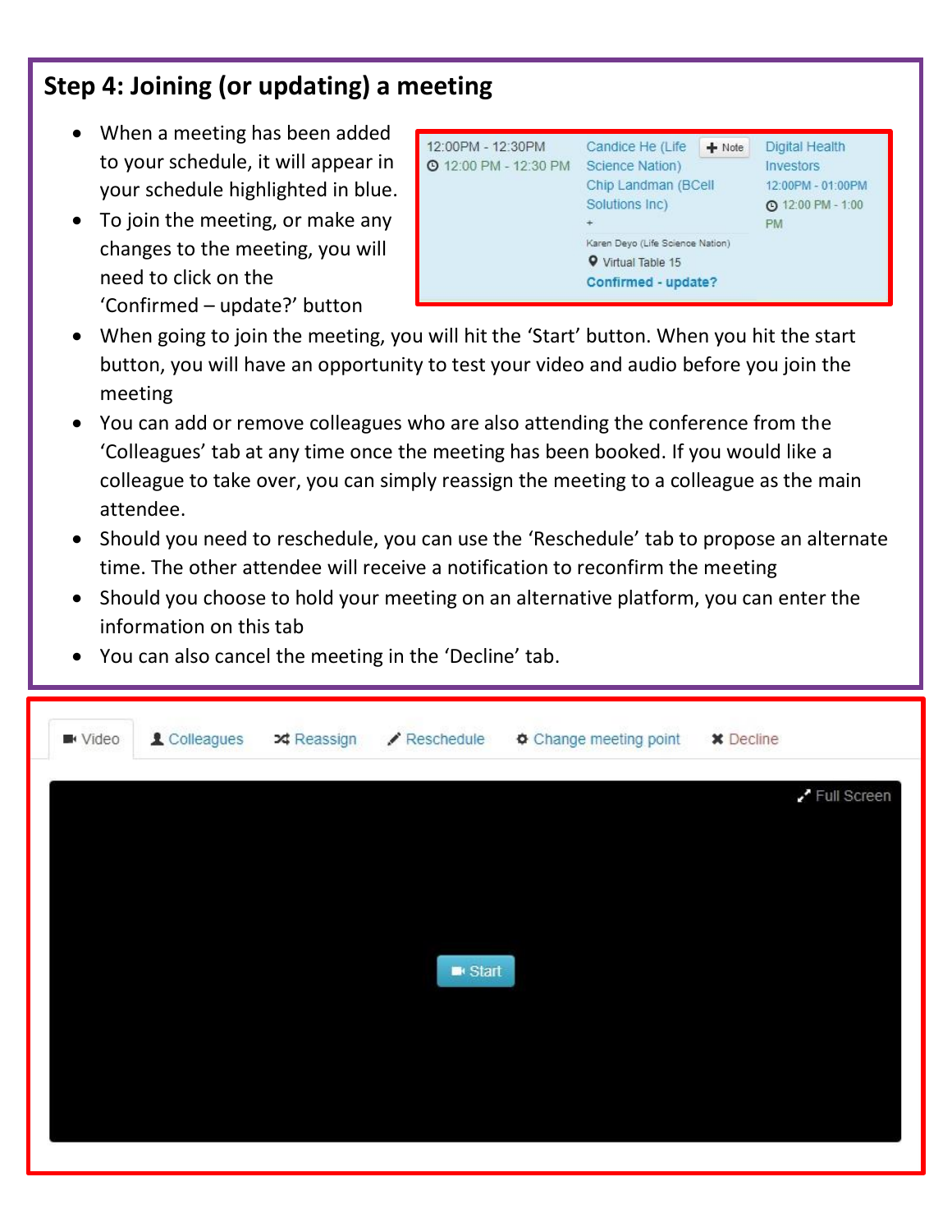## Step 4: Joining (or updating) a meeting

- When a meeting has been added to your schedule, it will appear in your schedule highlighted in blue.
- To join the meeting, or make any changes to the meeting, you will need to click on the 'Confirmed – update?' button

12:00PM - 12:30PM
12:00 PM - 12:30 PM
Candice He (Life Science Nation)
Chip Landman (BCell Solutions Inc)
+ Note
+
Karen Deyo (Life Science Nation)
Virtual Table 15
Confirmed - update?
Digital Health Investors
12:00PM - 01:00PM
12:00 PM - 1:00 PM

- When going to join the meeting, you will hit the 'Start' button. When you hit the start button, you will have an opportunity to test your video and audio before you join the meeting
- You can add or remove colleagues who are also attending the conference from the 'Colleagues' tab at any time once the meeting has been booked. If you would like a colleague to take over, you can simply reassign the meeting to a colleague as the main attendee.
- Should you need to reschedule, you can use the 'Reschedule' tab to propose an alternate time. The other attendee will receive a notification to reconfirm the meeting
- Should you choose to hold your meeting on an alternative platform, you can enter the information on this tab
- You can also cancel the meeting in the 'Decline' tab.

Video | Colleagues | Reassign | Reschedule | Change meeting point | Decline

Full Screen

Start